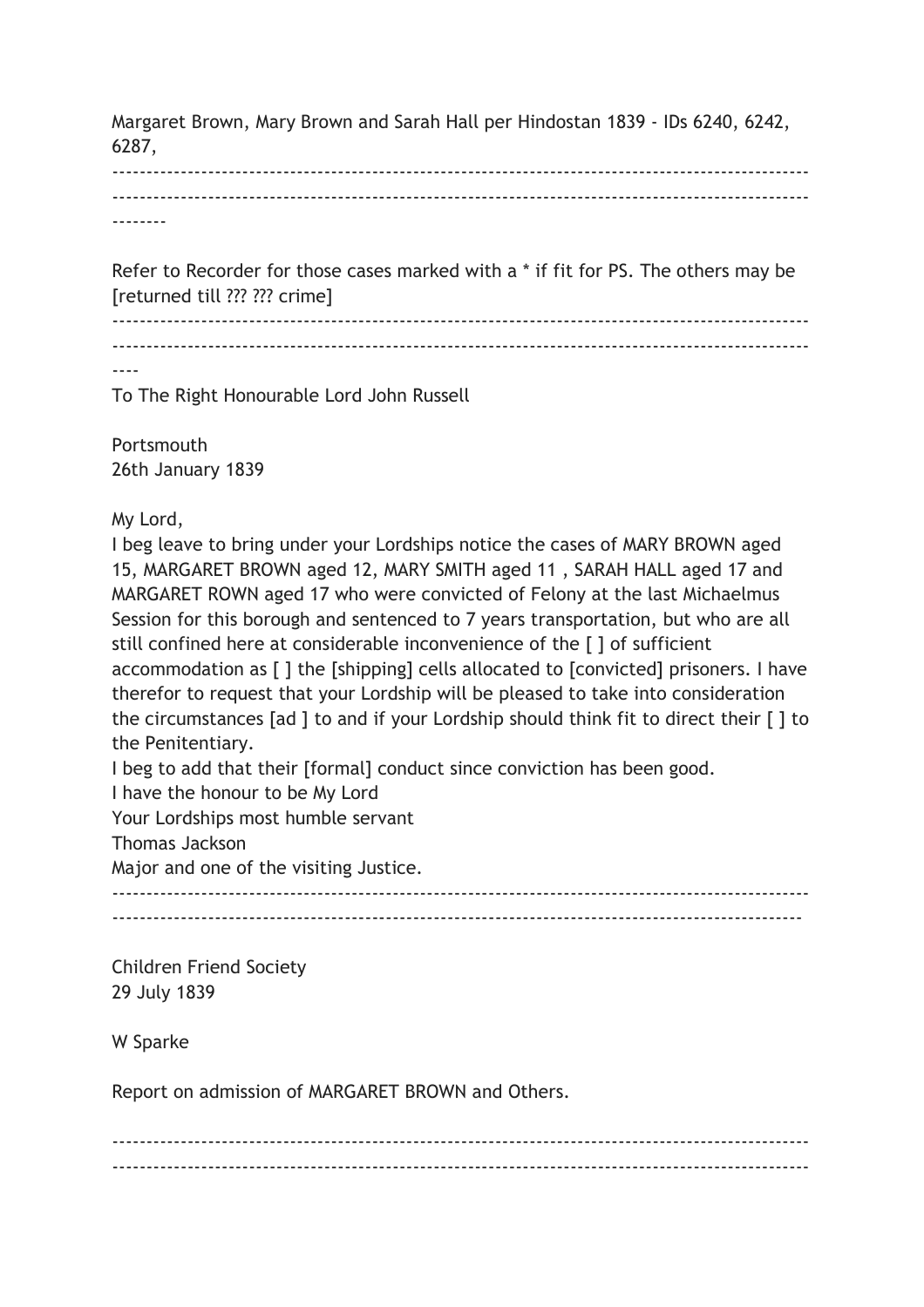Margaret Brown, Mary Brown and Sarah Hall per Hindostan 1839 - IDs 6240, 6242, 6287,

---

Refer to Recorder for those cases marked with a * if fit for PS. The others may be [returned till ??? ??? crime]

---

To The Right Honourable Lord John Russell

Portsmouth
26th January 1839

My Lord,
I beg leave to bring under your Lordships notice the cases of MARY BROWN aged 15, MARGARET BROWN aged 12, MARY SMITH aged 11 , SARAH HALL aged 17 and MARGARET ROWN aged 17 who were convicted of Felony at the last Michaelmus Session for this borough and sentenced to 7 years transportation, but who are all still confined here at considerable inconvenience of the [ ] of sufficient accommodation as [ ] the [shipping] cells allocated to [convicted] prisoners. I have therefor to request that your Lordship will be pleased to take into consideration the circumstances [ad ] to and if your Lordship should think fit to direct their [ ] to the Penitentiary.
I beg to add that their [formal] conduct since conviction has been good.
I have the honour to be My Lord
Your Lordships most humble servant
Thomas Jackson
Major and one of the visiting Justice.

---

Children Friend Society
29 July 1839

W Sparke

Report on admission of MARGARET BROWN and Others.

---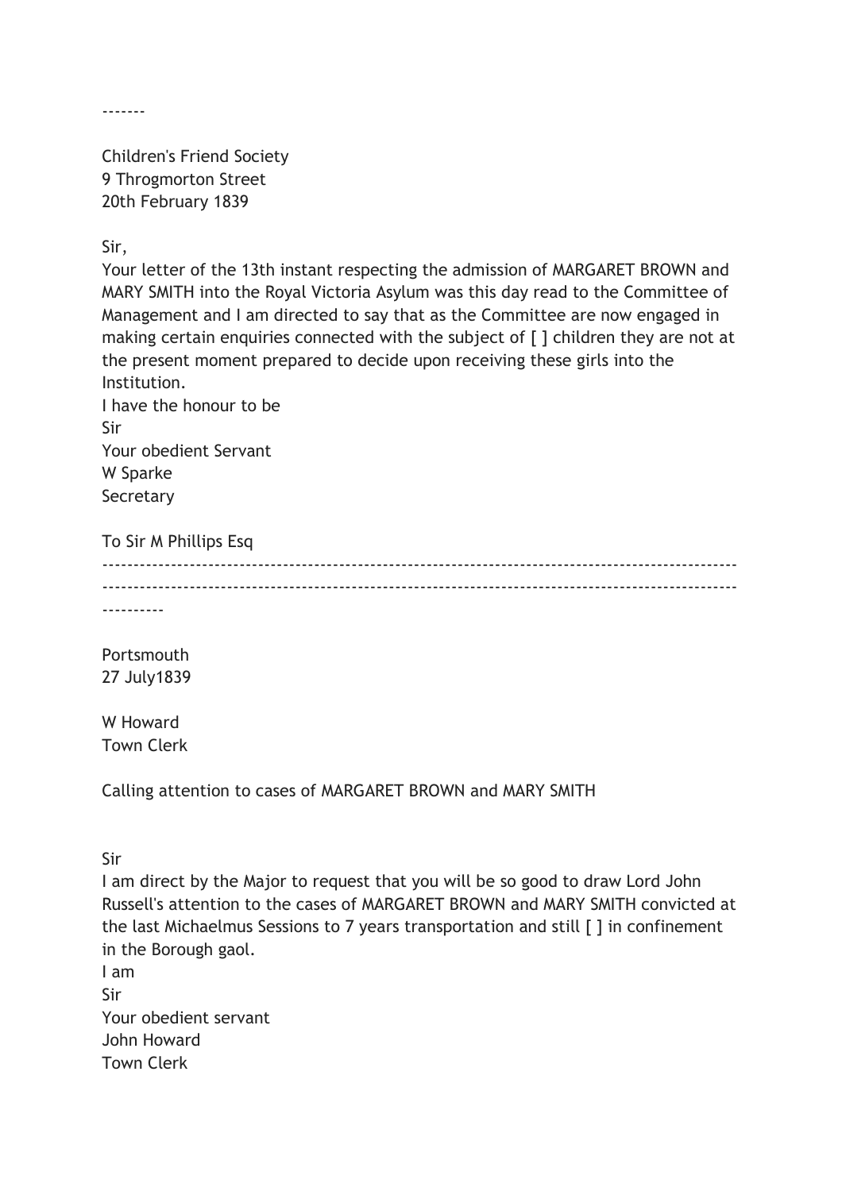-------

Children's Friend Society
9 Throgmorton Street
20th February 1839

Sir,
Your letter of the 13th instant respecting the admission of MARGARET BROWN and MARY SMITH into the Royal Victoria Asylum was this day read to the Committee of Management and I am directed to say that as the Committee are now engaged in making certain enquiries connected with the subject of [ ] children they are not at the present moment prepared to decide upon receiving these girls into the Institution.
I have the honour to be
Sir
Your obedient Servant
W Sparke
Secretary

To Sir M Phillips Esq

----------------------------------------------------------------------------------------------------
----------------------------------------------------------------------------------------------------
----------

Portsmouth
27 July1839

W Howard
Town Clerk

Calling attention to cases of MARGARET BROWN and MARY SMITH

Sir
I am direct by the Major to request that you will be so good to draw Lord John Russell's attention to the cases of MARGARET BROWN and MARY SMITH convicted at the last Michaelmus Sessions to 7 years transportation and still [ ] in confinement in the Borough gaol.
I am
Sir
Your obedient servant
John Howard
Town Clerk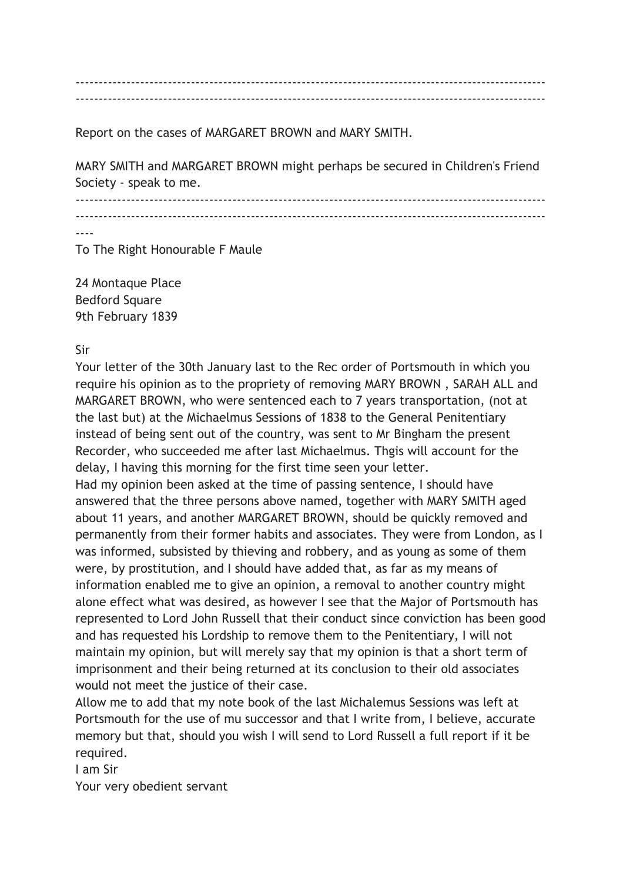---

---

Report on the cases of MARGARET BROWN and MARY SMITH.

MARY SMITH and MARGARET BROWN might perhaps be secured in Children's Friend Society - speak to me.

---

---

To The Right Honourable F Maule

24 Montaque Place
Bedford Square
9th February 1839

Sir

Your letter of the 30th January last to the Rec order of Portsmouth in which you require his opinion as to the propriety of removing MARY BROWN , SARAH ALL and MARGARET BROWN, who were sentenced each to 7 years transportation, (not at the last but) at the Michaelmus Sessions of 1838 to the General Penitentiary instead of being sent out of the country, was sent to Mr Bingham the present Recorder, who succeeded me after last Michaelmus. Thgis will account for the delay, I having this morning for the first time seen your letter.

Had my opinion been asked at the time of passing sentence, I should have answered that the three persons above named, together with MARY SMITH aged about 11 years, and another MARGARET BROWN, should be quickly removed and permanently from their former habits and associates. They were from London, as I was informed, subsisted by thieving and robbery, and as young as some of them were, by prostitution, and I should have added that, as far as my means of information enabled me to give an opinion, a removal to another country might alone effect what was desired, as however I see that the Major of Portsmouth has represented to Lord John Russell that their conduct since conviction has been good and has requested his Lordship to remove them to the Penitentiary, I will not maintain my opinion, but will merely say that my opinion is that a short term of imprisonment and their being returned at its conclusion to their old associates would not meet the justice of their case.

Allow me to add that my note book of the last Michalemus Sessions was left at Portsmouth for the use of mu successor and that I write from, I believe, accurate memory but that, should you wish I will send to Lord Russell a full report if it be required.

I am Sir
Your very obedient servant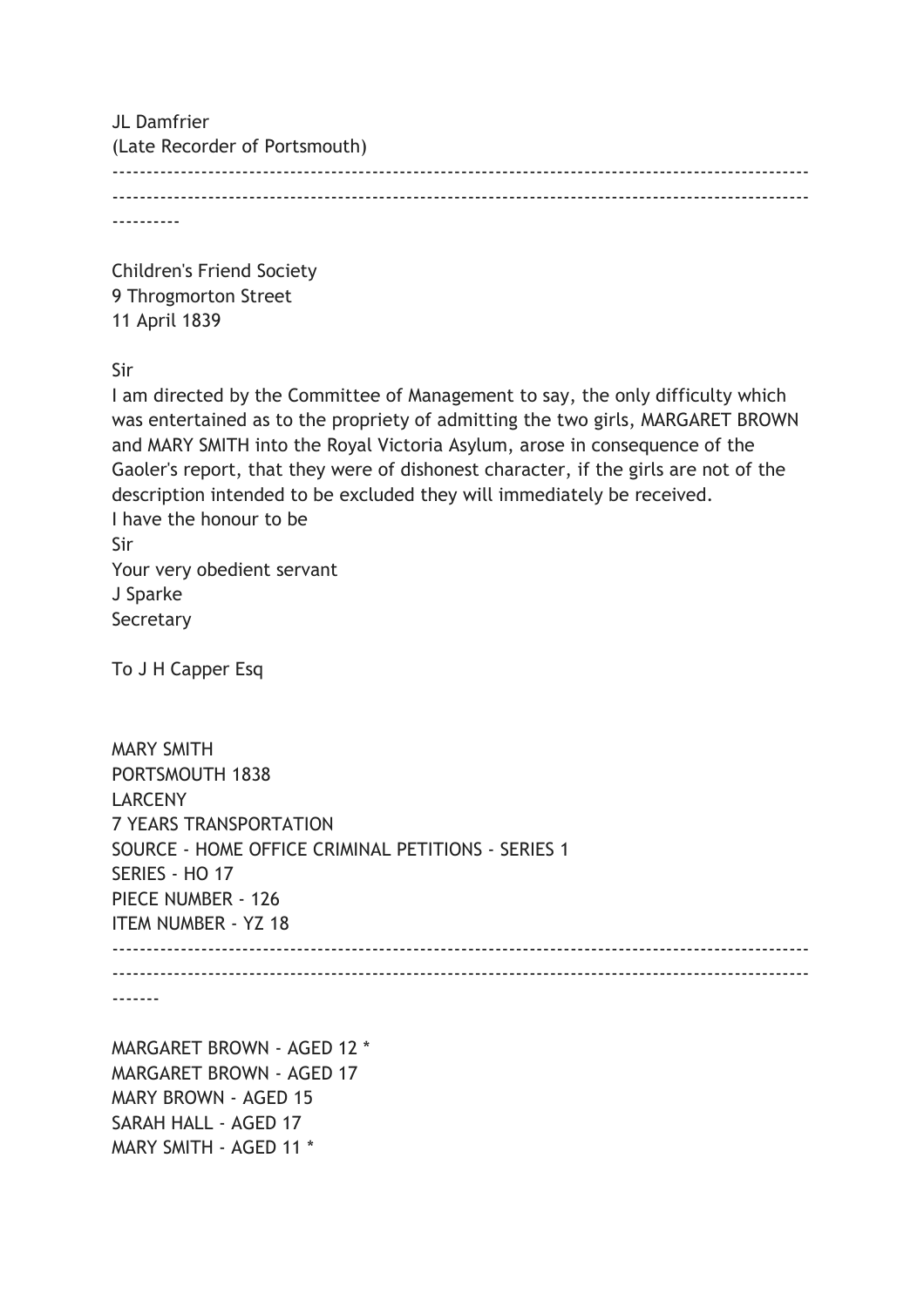JL Damfrier
(Late Recorder of Portsmouth)

----------------------------------------------------------------------------------------------------
----------------------------------------------------------------------------------------------------
----------

Children's Friend Society
9 Throgmorton Street
11 April 1839

Sir
I am directed by the Committee of Management to say, the only difficulty which was entertained as to the propriety of admitting the two girls, MARGARET BROWN and MARY SMITH into the Royal Victoria Asylum, arose in consequence of the Gaoler's report, that they were of dishonest character, if the girls are not of the description intended to be excluded they will immediately be received.
I have the honour to be
Sir
Your very obedient servant
J Sparke
Secretary

To J H Capper Esq

MARY SMITH
PORTSMOUTH 1838
LARCENY
7 YEARS TRANSPORTATION
SOURCE - HOME OFFICE CRIMINAL PETITIONS - SERIES 1
SERIES - HO 17
PIECE NUMBER - 126
ITEM NUMBER - YZ 18

----------------------------------------------------------------------------------------------------
----------------------------------------------------------------------------------------------------
-------

MARGARET BROWN - AGED 12 *
MARGARET BROWN - AGED 17
MARY BROWN - AGED 15
SARAH HALL - AGED 17
MARY SMITH - AGED 11 *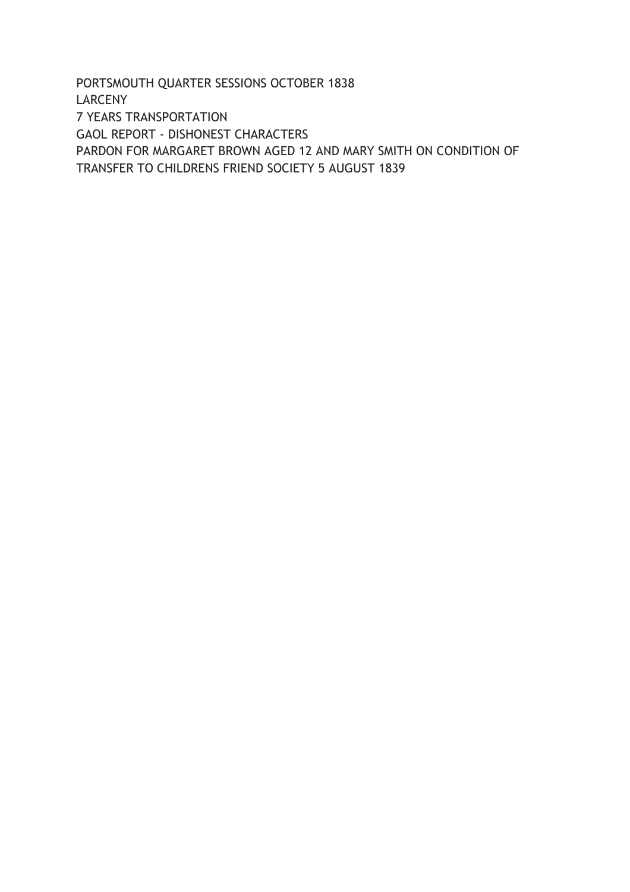PORTSMOUTH QUARTER SESSIONS OCTOBER 1838
LARCENY
7 YEARS TRANSPORTATION
GAOL REPORT - DISHONEST CHARACTERS
PARDON FOR MARGARET BROWN AGED 12 AND MARY SMITH ON CONDITION OF TRANSFER TO CHILDRENS FRIEND SOCIETY 5 AUGUST 1839